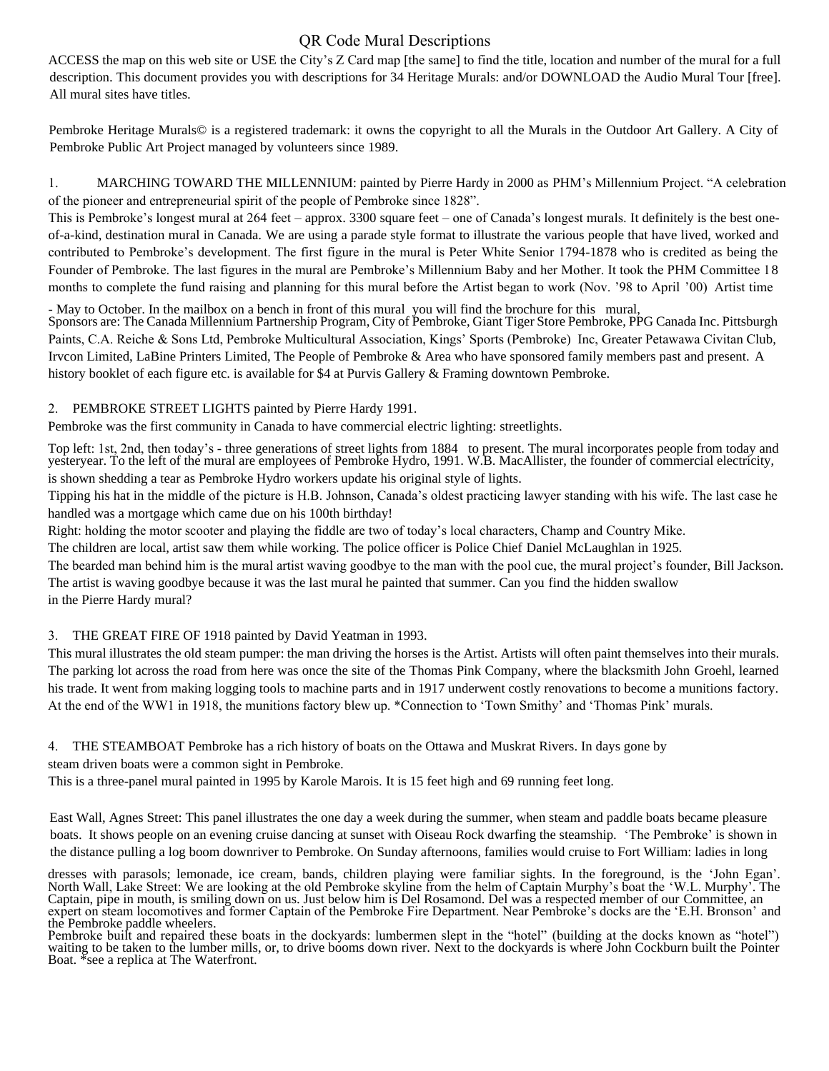# QR Code Mural Descriptions

ACCESS the map on this web site or USE the City's Z Card map [the same] to find the title, location and number of the mural for a full description. This document provides you with descriptions for 34 Heritage Murals: and/or DOWNLOAD the Audio Mural Tour [free]. All mural sites have titles.

Pembroke Heritage Murals© is a registered trademark: it owns the copyright to all the Murals in the Outdoor Art Gallery. A City of Pembroke Public Art Project managed by volunteers since 1989.

1. MARCHING TOWARD THE MILLENNIUM: painted by Pierre Hardy in 2000 as PHM's Millennium Project. "A celebration of the pioneer and entrepreneurial spirit of the people of Pembroke since 1828".

This is Pembroke's longest mural at 264 feet – approx. 3300 square feet – one of Canada's longest murals. It definitely is the best one-of-a-kind, destination mural in Canada. We are using a parade style format to illustrate the various people that have lived, worked and contributed to Pembroke's development. The first figure in the mural is Peter White Senior 1794-1878 who is credited as being the Founder of Pembroke. The last figures in the mural are Pembroke's Millennium Baby and her Mother. It took the PHM Committee 18 months to complete the fund raising and planning for this mural before the Artist began to work (Nov. '98 to April '00) Artist time - May to October. In the mailbox on a bench in front of this mural you will find the brochure for this mural,

Sponsors are: The Canada Millennium Partnership Program, City of Pembroke, Giant Tiger Store Pembroke, PPG Canada Inc. Pittsburgh Paints, C.A. Reiche & Sons Ltd, Pembroke Multicultural Association, Kings' Sports (Pembroke) Inc, Greater Petawawa Civitan Club, Irvcon Limited, LaBine Printers Limited, The People of Pembroke & Area who have sponsored family members past and present. A history booklet of each figure etc. is available for $4 at Purvis Gallery & Framing downtown Pembroke.

2. PEMBROKE STREET LIGHTS painted by Pierre Hardy 1991.

Pembroke was the first community in Canada to have commercial electric lighting: streetlights.

Top left: 1st, 2nd, then today's - three generations of street lights from 1884 to present. The mural incorporates people from today and yesteryear. To the left of the mural are employees of Pembroke Hydro, 1991. W.B. MacAllister, the founder of commercial electricity, is shown shedding a tear as Pembroke Hydro workers update his original style of lights.

Tipping his hat in the middle of the picture is H.B. Johnson, Canada's oldest practicing lawyer standing with his wife. The last case he handled was a mortgage which came due on his 100th birthday!

Right: holding the motor scooter and playing the fiddle are two of today's local characters, Champ and Country Mike.

The children are local, artist saw them while working. The police officer is Police Chief Daniel McLaughlan in 1925.

The bearded man behind him is the mural artist waving goodbye to the man with the pool cue, the mural project's founder, Bill Jackson. The artist is waving goodbye because it was the last mural he painted that summer. Can you find the hidden swallow in the Pierre Hardy mural?

3. THE GREAT FIRE OF 1918 painted by David Yeatman in 1993.

This mural illustrates the old steam pumper: the man driving the horses is the Artist. Artists will often paint themselves into their murals. The parking lot across the road from here was once the site of the Thomas Pink Company, where the blacksmith John Groehl, learned his trade. It went from making logging tools to machine parts and in 1917 underwent costly renovations to become a munitions factory. At the end of the WW1 in 1918, the munitions factory blew up. *Connection to 'Town Smithy' and 'Thomas Pink' murals.

4. THE STEAMBOAT Pembroke has a rich history of boats on the Ottawa and Muskrat Rivers. In days gone by steam driven boats were a common sight in Pembroke.

This is a three-panel mural painted in 1995 by Karole Marois. It is 15 feet high and 69 running feet long.

East Wall, Agnes Street: This panel illustrates the one day a week during the summer, when steam and paddle boats became pleasure boats. It shows people on an evening cruise dancing at sunset with Oiseau Rock dwarfing the steamship. 'The Pembroke' is shown in the distance pulling a log boom downriver to Pembroke. On Sunday afternoons, families would cruise to Fort William: ladies in long dresses with parasols; lemonade, ice cream, bands, children playing were familiar sights. In the foreground, is the 'John Egan'.

North Wall, Lake Street: We are looking at the old Pembroke skyline from the helm of Captain Murphy's boat the 'W.L. Murphy'. The Captain, pipe in mouth, is smiling down on us. Just below him is Del Rosamond. Del was a respected member of our Committee, an expert on steam locomotives and former Captain of the Pembroke Fire Department. Near Pembroke's docks are the 'E.H. Bronson' and the Pembroke paddle wheelers.

Pembroke built and repaired these boats in the dockyards: lumbermen slept in the "hotel" (building at the docks known as "hotel") waiting to be taken to the lumber mills, or, to drive booms down river. Next to the dockyards is where John Cockburn built the Pointer Boat. *see a replica at The Waterfront.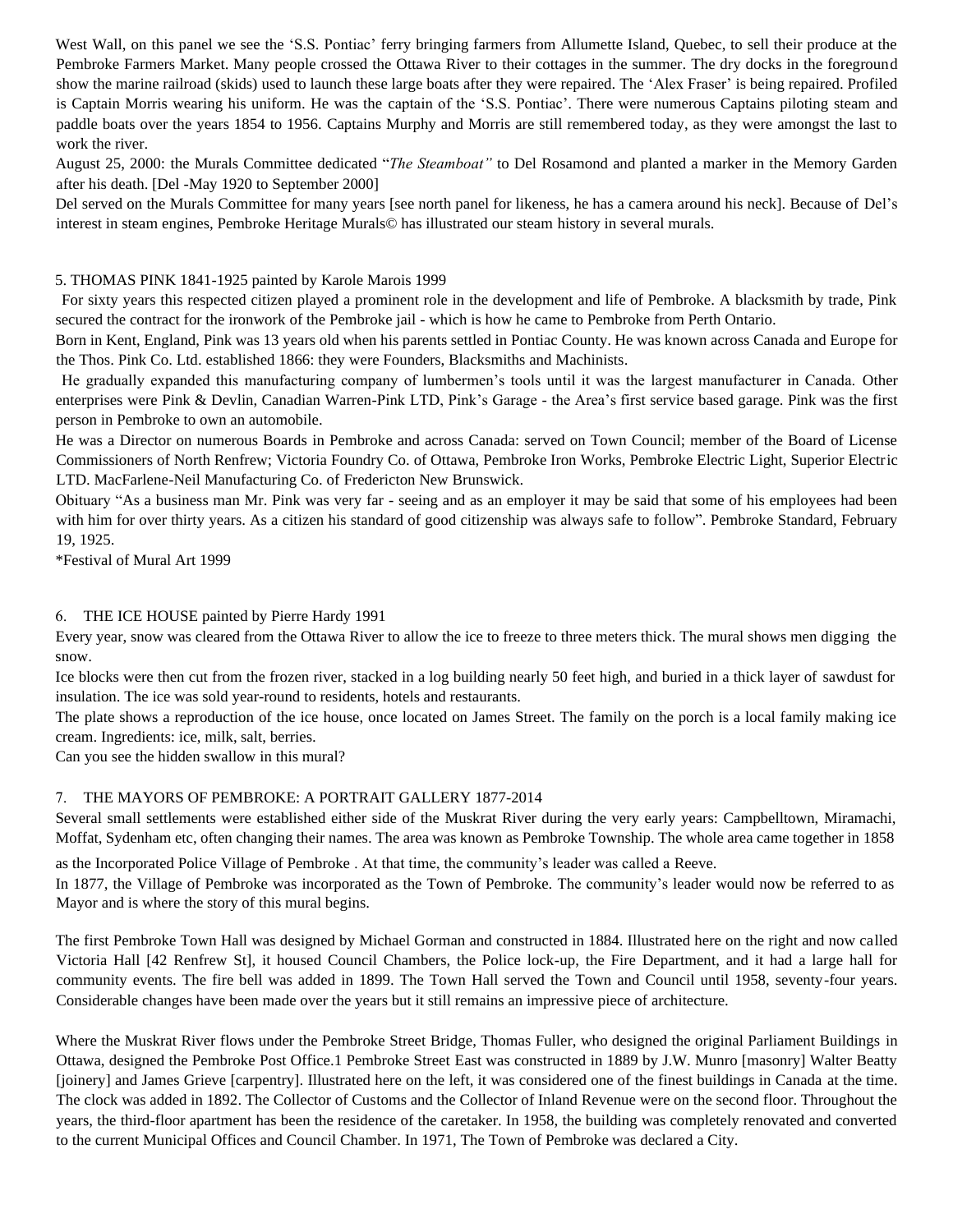West Wall, on this panel we see the 'S.S. Pontiac' ferry bringing farmers from Allumette Island, Quebec, to sell their produce at the Pembroke Farmers Market. Many people crossed the Ottawa River to their cottages in the summer. The dry docks in the foreground show the marine railroad (skids) used to launch these large boats after they were repaired. The 'Alex Fraser' is being repaired. Profiled is Captain Morris wearing his uniform. He was the captain of the 'S.S. Pontiac'. There were numerous Captains piloting steam and paddle boats over the years 1854 to 1956. Captains Murphy and Morris are still remembered today, as they were amongst the last to work the river.

August 25, 2000: the Murals Committee dedicated "*The Steamboat"* to Del Rosamond and planted a marker in the Memory Garden after his death. [Del -May 1920 to September 2000]

Del served on the Murals Committee for many years [see north panel for likeness, he has a camera around his neck]. Because of Del's interest in steam engines, Pembroke Heritage Murals© has illustrated our steam history in several murals.

5. THOMAS PINK 1841-1925 painted by Karole Marois 1999

For sixty years this respected citizen played a prominent role in the development and life of Pembroke. A blacksmith by trade, Pink secured the contract for the ironwork of the Pembroke jail - which is how he came to Pembroke from Perth Ontario.

Born in Kent, England, Pink was 13 years old when his parents settled in Pontiac County. He was known across Canada and Europe for the Thos. Pink Co. Ltd. established 1866: they were Founders, Blacksmiths and Machinists.

He gradually expanded this manufacturing company of lumbermen's tools until it was the largest manufacturer in Canada. Other enterprises were Pink & Devlin, Canadian Warren-Pink LTD, Pink's Garage - the Area's first service based garage. Pink was the first person in Pembroke to own an automobile.

He was a Director on numerous Boards in Pembroke and across Canada: served on Town Council; member of the Board of License Commissioners of North Renfrew; Victoria Foundry Co. of Ottawa, Pembroke Iron Works, Pembroke Electric Light, Superior Electric LTD. MacFarlene-Neil Manufacturing Co. of Fredericton New Brunswick.

Obituary "As a business man Mr. Pink was very far - seeing and as an employer it may be said that some of his employees had been with him for over thirty years. As a citizen his standard of good citizenship was always safe to follow". Pembroke Standard, February 19, 1925.

*Festival of Mural Art 1999

6. THE ICE HOUSE painted by Pierre Hardy 1991

Every year, snow was cleared from the Ottawa River to allow the ice to freeze to three meters thick. The mural shows men digging the snow.

Ice blocks were then cut from the frozen river, stacked in a log building nearly 50 feet high, and buried in a thick layer of sawdust for insulation. The ice was sold year-round to residents, hotels and restaurants.

The plate shows a reproduction of the ice house, once located on James Street. The family on the porch is a local family making ice cream. Ingredients: ice, milk, salt, berries.

Can you see the hidden swallow in this mural?

7. THE MAYORS OF PEMBROKE: A PORTRAIT GALLERY 1877-2014

Several small settlements were established either side of the Muskrat River during the very early years: Campbelltown, Miramachi, Moffat, Sydenham etc, often changing their names. The area was known as Pembroke Township. The whole area came together in 1858 as the Incorporated Police Village of Pembroke . At that time, the community's leader was called a Reeve.

In 1877, the Village of Pembroke was incorporated as the Town of Pembroke. The community's leader would now be referred to as Mayor and is where the story of this mural begins.

The first Pembroke Town Hall was designed by Michael Gorman and constructed in 1884. Illustrated here on the right and now called Victoria Hall [42 Renfrew St], it housed Council Chambers, the Police lock-up, the Fire Department, and it had a large hall for community events. The fire bell was added in 1899. The Town Hall served the Town and Council until 1958, seventy-four years. Considerable changes have been made over the years but it still remains an impressive piece of architecture.

Where the Muskrat River flows under the Pembroke Street Bridge, Thomas Fuller, who designed the original Parliament Buildings in Ottawa, designed the Pembroke Post Office.1 Pembroke Street East was constructed in 1889 by J.W. Munro [masonry] Walter Beatty [joinery] and James Grieve [carpentry]. Illustrated here on the left, it was considered one of the finest buildings in Canada at the time. The clock was added in 1892. The Collector of Customs and the Collector of Inland Revenue were on the second floor. Throughout the years, the third-floor apartment has been the residence of the caretaker. In 1958, the building was completely renovated and converted to the current Municipal Offices and Council Chamber. In 1971, The Town of Pembroke was declared a City.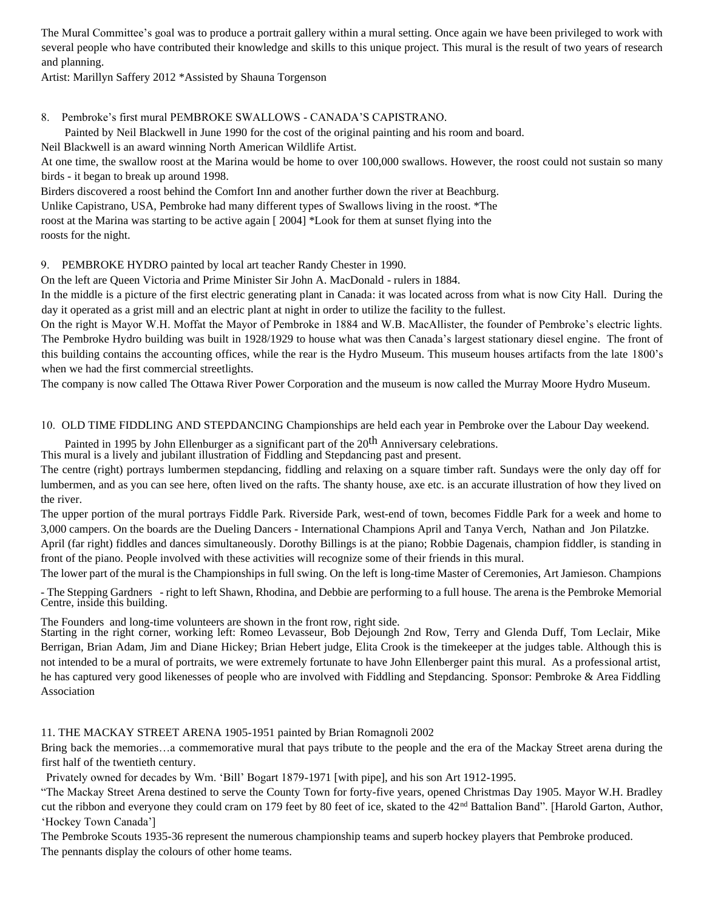The Mural Committee’s goal was to produce a portrait gallery within a mural setting. Once again we have been privileged to work with several people who have contributed their knowledge and skills to this unique project. This mural is the result of two years of research and planning.

Artist: Marillyn Saffery 2012 *Assisted by Shauna Torgenson

8. Pembroke’s first mural PEMBROKE SWALLOWS - CANADA’S CAPISTRANO.

Painted by Neil Blackwell in June 1990 for the cost of the original painting and his room and board.

Neil Blackwell is an award winning North American Wildlife Artist.

At one time, the swallow roost at the Marina would be home to over 100,000 swallows. However, the roost could not sustain so many birds - it began to break up around 1998.

Birders discovered a roost behind the Comfort Inn and another further down the river at Beachburg.

Unlike Capistrano, USA, Pembroke had many different types of Swallows living in the roost. *The roost at the Marina was starting to be active again [ 2004] *Look for them at sunset flying into the roosts for the night.

9. PEMBROKE HYDRO painted by local art teacher Randy Chester in 1990.

On the left are Queen Victoria and Prime Minister Sir John A. MacDonald - rulers in 1884.

In the middle is a picture of the first electric generating plant in Canada: it was located across from what is now City Hall. During the day it operated as a grist mill and an electric plant at night in order to utilize the facility to the fullest.

On the right is Mayor W.H. Moffat the Mayor of Pembroke in 1884 and W.B. MacAllister, the founder of Pembroke’s electric lights. The Pembroke Hydro building was built in 1928/1929 to house what was then Canada’s largest stationary diesel engine. The front of this building contains the accounting offices, while the rear is the Hydro Museum. This museum houses artifacts from the late 1800’s when we had the first commercial streetlights.

The company is now called The Ottawa River Power Corporation and the museum is now called the Murray Moore Hydro Museum.

10. OLD TIME FIDDLING AND STEPDANCING Championships are held each year in Pembroke over the Labour Day weekend.

Painted in 1995 by John Ellenburger as a significant part of the 20th Anniversary celebrations.

This mural is a lively and jubilant illustration of Fiddling and Stepdancing past and present.

The centre (right) portrays lumbermen stepdancing, fiddling and relaxing on a square timber raft. Sundays were the only day off for lumbermen, and as you can see here, often lived on the rafts. The shanty house, axe etc. is an accurate illustration of how they lived on the river.

The upper portion of the mural portrays Fiddle Park. Riverside Park, west-end of town, becomes Fiddle Park for a week and home to 3,000 campers. On the boards are the Dueling Dancers - International Champions April and Tanya Verch, Nathan and Jon Pilatzke. April (far right) fiddles and dances simultaneously. Dorothy Billings is at the piano; Robbie Dagenais, champion fiddler, is standing in front of the piano. People involved with these activities will recognize some of their friends in this mural.

The lower part of the mural is the Championships in full swing. On the left is long-time Master of Ceremonies, Art Jamieson. Champions - The Stepping Gardners - right to left Shawn, Rhodina, and Debbie are performing to a full house. The arena is the Pembroke Memorial Centre, inside this building.

The Founders and long-time volunteers are shown in the front row, right side.

Starting in the right corner, working left: Romeo Levasseur, Bob Dejoungh 2nd Row, Terry and Glenda Duff, Tom Leclair, Mike Berrigan, Brian Adam, Jim and Diane Hickey; Brian Hebert judge, Elita Crook is the timekeeper at the judges table. Although this is not intended to be a mural of portraits, we were extremely fortunate to have John Ellenberger paint this mural. As a professional artist, he has captured very good likenesses of people who are involved with Fiddling and Stepdancing. Sponsor: Pembroke & Area Fiddling Association

11. THE MACKAY STREET ARENA 1905-1951 painted by Brian Romagnoli 2002

Bring back the memories…a commemorative mural that pays tribute to the people and the era of the Mackay Street arena during the first half of the twentieth century.

Privately owned for decades by Wm. ‘Bill’ Bogart 1879-1971 [with pipe], and his son Art 1912-1995.

“The Mackay Street Arena destined to serve the County Town for forty-five years, opened Christmas Day 1905. Mayor W.H. Bradley cut the ribbon and everyone they could cram on 179 feet by 80 feet of ice, skated to the 42nd Battalion Band”. [Harold Garton, Author, ‘Hockey Town Canada’]

The Pembroke Scouts 1935-36 represent the numerous championship teams and superb hockey players that Pembroke produced.

The pennants display the colours of other home teams.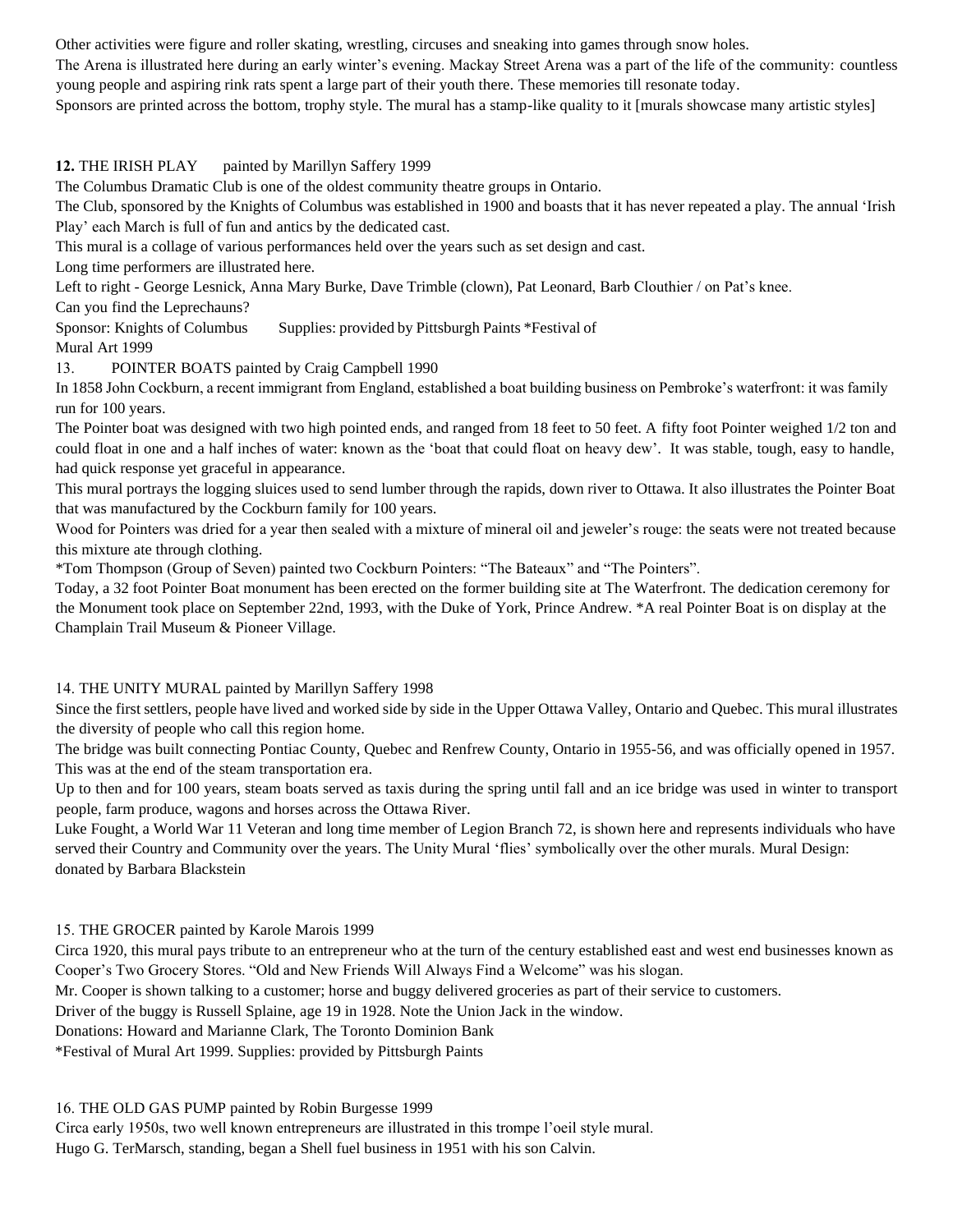Other activities were figure and roller skating, wrestling, circuses and sneaking into games through snow holes.

The Arena is illustrated here during an early winter's evening. Mackay Street Arena was a part of the life of the community: countless young people and aspiring rink rats spent a large part of their youth there. These memories till resonate today.

Sponsors are printed across the bottom, trophy style. The mural has a stamp-like quality to it [murals showcase many artistic styles]

**12.** THE IRISH PLAY painted by Marillyn Saffery 1999

The Columbus Dramatic Club is one of the oldest community theatre groups in Ontario.

The Club, sponsored by the Knights of Columbus was established in 1900 and boasts that it has never repeated a play. The annual 'Irish Play' each March is full of fun and antics by the dedicated cast.

This mural is a collage of various performances held over the years such as set design and cast.

Long time performers are illustrated here.

Left to right - George Lesnick, Anna Mary Burke, Dave Trimble (clown), Pat Leonard, Barb Clouthier / on Pat's knee.

Can you find the Leprechauns?

Sponsor: Knights of Columbus Supplies: provided by Pittsburgh Paints *Festival of Mural Art 1999

13. POINTER BOATS painted by Craig Campbell 1990

In 1858 John Cockburn, a recent immigrant from England, established a boat building business on Pembroke's waterfront: it was family run for 100 years.

The Pointer boat was designed with two high pointed ends, and ranged from 18 feet to 50 feet. A fifty foot Pointer weighed 1/2 ton and could float in one and a half inches of water: known as the 'boat that could float on heavy dew'. It was stable, tough, easy to handle, had quick response yet graceful in appearance.

This mural portrays the logging sluices used to send lumber through the rapids, down river to Ottawa. It also illustrates the Pointer Boat that was manufactured by the Cockburn family for 100 years.

Wood for Pointers was dried for a year then sealed with a mixture of mineral oil and jeweler's rouge: the seats were not treated because this mixture ate through clothing.

*Tom Thompson (Group of Seven) painted two Cockburn Pointers: "The Bateaux" and "The Pointers".

Today, a 32 foot Pointer Boat monument has been erected on the former building site at The Waterfront. The dedication ceremony for the Monument took place on September 22nd, 1993, with the Duke of York, Prince Andrew. *A real Pointer Boat is on display at the Champlain Trail Museum & Pioneer Village.

14. THE UNITY MURAL painted by Marillyn Saffery 1998

Since the first settlers, people have lived and worked side by side in the Upper Ottawa Valley, Ontario and Quebec. This mural illustrates the diversity of people who call this region home.

The bridge was built connecting Pontiac County, Quebec and Renfrew County, Ontario in 1955-56, and was officially opened in 1957. This was at the end of the steam transportation era.

Up to then and for 100 years, steam boats served as taxis during the spring until fall and an ice bridge was used in winter to transport people, farm produce, wagons and horses across the Ottawa River.

Luke Fought, a World War 11 Veteran and long time member of Legion Branch 72, is shown here and represents individuals who have served their Country and Community over the years. The Unity Mural 'flies' symbolically over the other murals. Mural Design: donated by Barbara Blackstein

15. THE GROCER painted by Karole Marois 1999

Circa 1920, this mural pays tribute to an entrepreneur who at the turn of the century established east and west end businesses known as Cooper's Two Grocery Stores. "Old and New Friends Will Always Find a Welcome" was his slogan.

Mr. Cooper is shown talking to a customer; horse and buggy delivered groceries as part of their service to customers.

Driver of the buggy is Russell Splaine, age 19 in 1928. Note the Union Jack in the window.

Donations: Howard and Marianne Clark, The Toronto Dominion Bank

*Festival of Mural Art 1999. Supplies: provided by Pittsburgh Paints

16. THE OLD GAS PUMP painted by Robin Burgesse 1999

Circa early 1950s, two well known entrepreneurs are illustrated in this trompe l'oeil style mural.

Hugo G. TerMarsch, standing, began a Shell fuel business in 1951 with his son Calvin.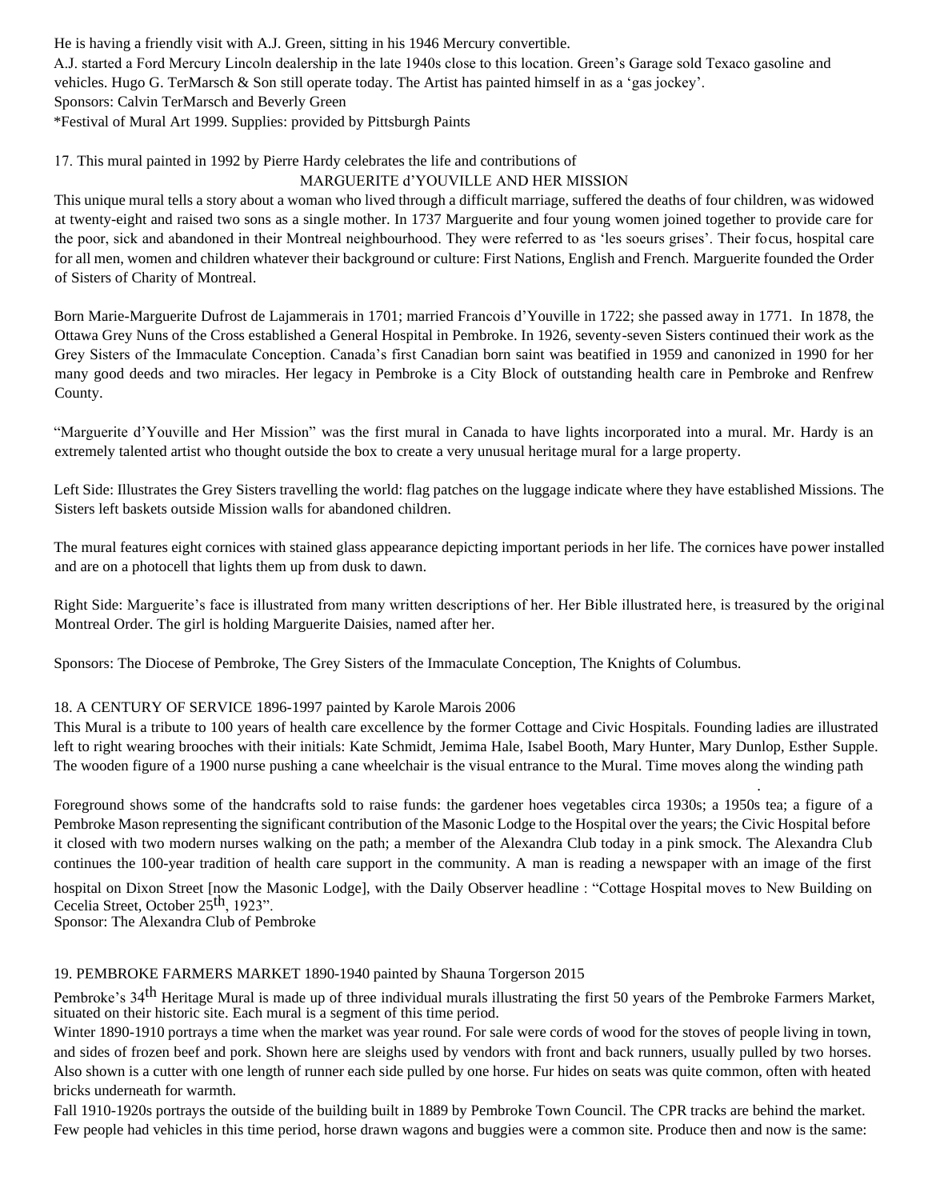He is having a friendly visit with A.J. Green, sitting in his 1946 Mercury convertible.
A.J. started a Ford Mercury Lincoln dealership in the late 1940s close to this location. Green's Garage sold Texaco gasoline and vehicles. Hugo G. TerMarsch & Son still operate today. The Artist has painted himself in as a 'gas jockey'.
Sponsors: Calvin TerMarsch and Beverly Green
*Festival of Mural Art 1999. Supplies: provided by Pittsburgh Paints

17. This mural painted in 1992 by Pierre Hardy celebrates the life and contributions of

MARGUERITE d'YOUVILLE AND HER MISSION

This unique mural tells a story about a woman who lived through a difficult marriage, suffered the deaths of four children, was widowed at twenty-eight and raised two sons as a single mother. In 1737 Marguerite and four young women joined together to provide care for the poor, sick and abandoned in their Montreal neighbourhood. They were referred to as 'les soeurs grises'. Their focus, hospital care for all men, women and children whatever their background or culture: First Nations, English and French. Marguerite founded the Order of Sisters of Charity of Montreal.

Born Marie-Marguerite Dufrost de Lajammerais in 1701; married Francois d'Youville in 1722; she passed away in 1771. In 1878, the Ottawa Grey Nuns of the Cross established a General Hospital in Pembroke. In 1926, seventy-seven Sisters continued their work as the Grey Sisters of the Immaculate Conception. Canada's first Canadian born saint was beatified in 1959 and canonized in 1990 for her many good deeds and two miracles. Her legacy in Pembroke is a City Block of outstanding health care in Pembroke and Renfrew County.

"Marguerite d'Youville and Her Mission" was the first mural in Canada to have lights incorporated into a mural. Mr. Hardy is an extremely talented artist who thought outside the box to create a very unusual heritage mural for a large property.

Left Side: Illustrates the Grey Sisters travelling the world: flag patches on the luggage indicate where they have established Missions. The Sisters left baskets outside Mission walls for abandoned children.

The mural features eight cornices with stained glass appearance depicting important periods in her life. The cornices have power installed and are on a photocell that lights them up from dusk to dawn.

Right Side: Marguerite's face is illustrated from many written descriptions of her. Her Bible illustrated here, is treasured by the original Montreal Order. The girl is holding Marguerite Daisies, named after her.

Sponsors: The Diocese of Pembroke, The Grey Sisters of the Immaculate Conception, The Knights of Columbus.

18. A CENTURY OF SERVICE 1896-1997 painted by Karole Marois 2006

This Mural is a tribute to 100 years of health care excellence by the former Cottage and Civic Hospitals. Founding ladies are illustrated left to right wearing brooches with their initials: Kate Schmidt, Jemima Hale, Isabel Booth, Mary Hunter, Mary Dunlop, Esther Supple. The wooden figure of a 1900 nurse pushing a cane wheelchair is the visual entrance to the Mural. Time moves along the winding path.

Foreground shows some of the handcrafts sold to raise funds: the gardener hoes vegetables circa 1930s; a 1950s tea; a figure of a Pembroke Mason representing the significant contribution of the Masonic Lodge to the Hospital over the years; the Civic Hospital before it closed with two modern nurses walking on the path; a member of the Alexandra Club today in a pink smock. The Alexandra Club continues the 100-year tradition of health care support in the community. A man is reading a newspaper with an image of the first hospital on Dixon Street [now the Masonic Lodge], with the Daily Observer headline : "Cottage Hospital moves to New Building on Cecelia Street, October 25th, 1923".
Sponsor: The Alexandra Club of Pembroke

19. PEMBROKE FARMERS MARKET 1890-1940 painted by Shauna Torgerson 2015

Pembroke's 34th Heritage Mural is made up of three individual murals illustrating the first 50 years of the Pembroke Farmers Market, situated on their historic site. Each mural is a segment of this time period.
Winter 1890-1910 portrays a time when the market was year round. For sale were cords of wood for the stoves of people living in town, and sides of frozen beef and pork. Shown here are sleighs used by vendors with front and back runners, usually pulled by two horses. Also shown is a cutter with one length of runner each side pulled by one horse. Fur hides on seats was quite common, often with heated bricks underneath for warmth.
Fall 1910-1920s portrays the outside of the building built in 1889 by Pembroke Town Council. The CPR tracks are behind the market. Few people had vehicles in this time period, horse drawn wagons and buggies were a common site. Produce then and now is the same: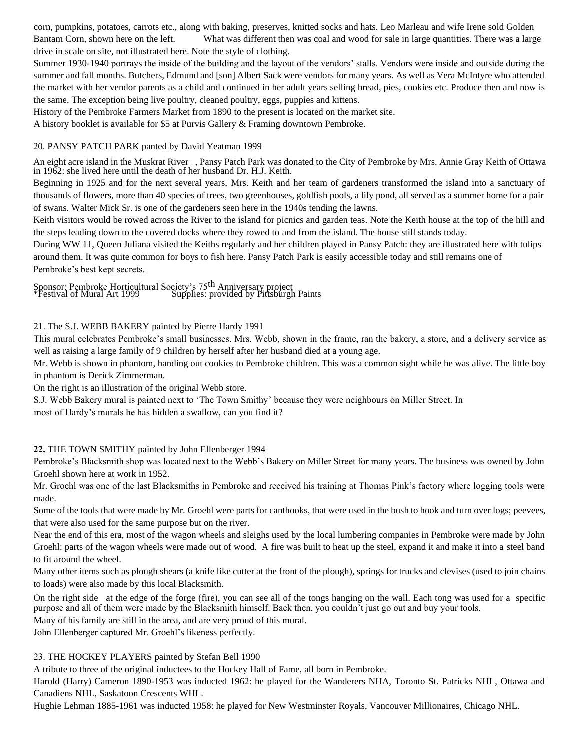corn, pumpkins, potatoes, carrots etc., along with baking, preserves, knitted socks and hats. Leo Marleau and wife Irene sold Golden Bantam Corn, shown here on the left. What was different then was coal and wood for sale in large quantities. There was a large drive in scale on site, not illustrated here. Note the style of clothing.

Summer 1930-1940 portrays the inside of the building and the layout of the vendors' stalls. Vendors were inside and outside during the summer and fall months. Butchers, Edmund and [son] Albert Sack were vendors for many years. As well as Vera McIntyre who attended the market with her vendor parents as a child and continued in her adult years selling bread, pies, cookies etc. Produce then and now is the same. The exception being live poultry, cleaned poultry, eggs, puppies and kittens.

History of the Pembroke Farmers Market from 1890 to the present is located on the market site.

A history booklet is available for $5 at Purvis Gallery & Framing downtown Pembroke.

20. PANSY PATCH PARK panted by David Yeatman 1999

An eight acre island in the Muskrat River , Pansy Patch Park was donated to the City of Pembroke by Mrs. Annie Gray Keith of Ottawa in 1962: she lived here until the death of her husband Dr. H.J. Keith.

Beginning in 1925 and for the next several years, Mrs. Keith and her team of gardeners transformed the island into a sanctuary of thousands of flowers, more than 40 species of trees, two greenhouses, goldfish pools, a lily pond, all served as a summer home for a pair of swans. Walter Mick Sr. is one of the gardeners seen here in the 1940s tending the lawns.

Keith visitors would be rowed across the River to the island for picnics and garden teas. Note the Keith house at the top of the hill and the steps leading down to the covered docks where they rowed to and from the island. The house still stands today.

During WW 11, Queen Juliana visited the Keiths regularly and her children played in Pansy Patch: they are illustrated here with tulips around them. It was quite common for boys to fish here. Pansy Patch Park is easily accessible today and still remains one of Pembroke's best kept secrets.

Sponsor: Pembroke Horticultural Society's 75th Anniversary project
*Festival of Mural Art 1999 Supplies: provided by Pittsburgh Paints

21. The S.J. WEBB BAKERY painted by Pierre Hardy 1991

This mural celebrates Pembroke's small businesses. Mrs. Webb, shown in the frame, ran the bakery, a store, and a delivery service as well as raising a large family of 9 children by herself after her husband died at a young age.

Mr. Webb is shown in phantom, handing out cookies to Pembroke children. This was a common sight while he was alive. The little boy in phantom is Derick Zimmerman.

On the right is an illustration of the original Webb store.

S.J. Webb Bakery mural is painted next to 'The Town Smithy' because they were neighbours on Miller Street. In most of Hardy's murals he has hidden a swallow, can you find it?

**22.** THE TOWN SMITHY painted by John Ellenberger 1994

Pembroke's Blacksmith shop was located next to the Webb's Bakery on Miller Street for many years. The business was owned by John Groehl shown here at work in 1952.

Mr. Groehl was one of the last Blacksmiths in Pembroke and received his training at Thomas Pink's factory where logging tools were made.

Some of the tools that were made by Mr. Groehl were parts for canthooks, that were used in the bush to hook and turn over logs; peevees, that were also used for the same purpose but on the river.

Near the end of this era, most of the wagon wheels and sleighs used by the local lumbering companies in Pembroke were made by John Groehl: parts of the wagon wheels were made out of wood. A fire was built to heat up the steel, expand it and make it into a steel band to fit around the wheel.

Many other items such as plough shears (a knife like cutter at the front of the plough), springs for trucks and clevises (used to join chains to loads) were also made by this local Blacksmith.

On the right side at the edge of the forge (fire), you can see all of the tongs hanging on the wall. Each tong was used for a specific purpose and all of them were made by the Blacksmith himself. Back then, you couldn't just go out and buy your tools.

Many of his family are still in the area, and are very proud of this mural.

John Ellenberger captured Mr. Groehl's likeness perfectly.

23. THE HOCKEY PLAYERS painted by Stefan Bell 1990

A tribute to three of the original inductees to the Hockey Hall of Fame, all born in Pembroke.

Harold (Harry) Cameron 1890-1953 was inducted 1962: he played for the Wanderers NHA, Toronto St. Patricks NHL, Ottawa and Canadiens NHL, Saskatoon Crescents WHL.

Hughie Lehman 1885-1961 was inducted 1958: he played for New Westminster Royals, Vancouver Millionaires, Chicago NHL.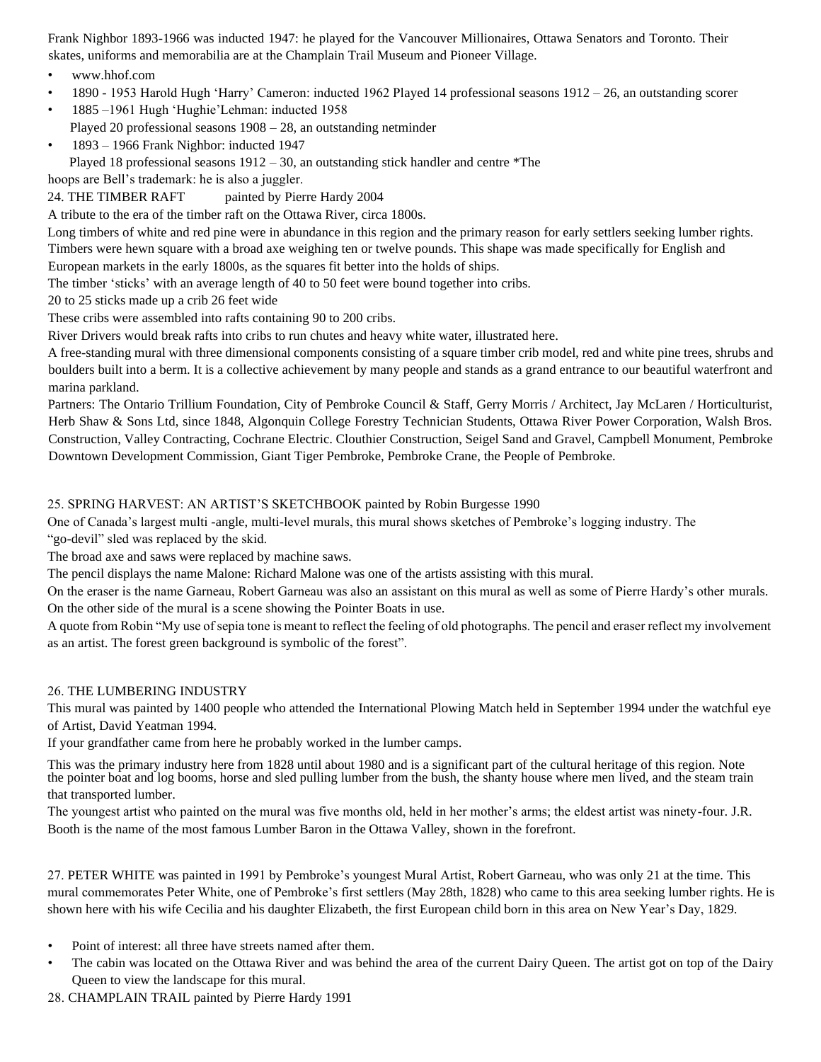Frank Nighbor 1893-1966 was inducted 1947: he played for the Vancouver Millionaires, Ottawa Senators and Toronto. Their skates, uniforms and memorabilia are at the Champlain Trail Museum and Pioneer Village.

- www.hhof.com
- 1890 - 1953 Harold Hugh 'Harry' Cameron: inducted 1962 Played 14 professional seasons 1912 – 26, an outstanding scorer
- 1885 –1961 Hugh 'Hughie'Lehman: inducted 1958
  Played 20 professional seasons 1908 – 28, an outstanding netminder
- 1893 – 1966 Frank Nighbor: inducted 1947
  Played 18 professional seasons 1912 – 30, an outstanding stick handler and centre *The

hoops are Bell's trademark: he is also a juggler.

## 24. THE TIMBER RAFT painted by Pierre Hardy 2004

A tribute to the era of the timber raft on the Ottawa River, circa 1800s.

Long timbers of white and red pine were in abundance in this region and the primary reason for early settlers seeking lumber rights. Timbers were hewn square with a broad axe weighing ten or twelve pounds. This shape was made specifically for English and European markets in the early 1800s, as the squares fit better into the holds of ships.

The timber 'sticks' with an average length of 40 to 50 feet were bound together into cribs.

20 to 25 sticks made up a crib 26 feet wide

These cribs were assembled into rafts containing 90 to 200 cribs.

River Drivers would break rafts into cribs to run chutes and heavy white water, illustrated here.

A free-standing mural with three dimensional components consisting of a square timber crib model, red and white pine trees, shrubs and boulders built into a berm. It is a collective achievement by many people and stands as a grand entrance to our beautiful waterfront and marina parkland.

Partners: The Ontario Trillium Foundation, City of Pembroke Council & Staff, Gerry Morris / Architect, Jay McLaren / Horticulturist, Herb Shaw & Sons Ltd, since 1848, Algonquin College Forestry Technician Students, Ottawa River Power Corporation, Walsh Bros. Construction, Valley Contracting, Cochrane Electric. Clouthier Construction, Seigel Sand and Gravel, Campbell Monument, Pembroke Downtown Development Commission, Giant Tiger Pembroke, Pembroke Crane, the People of Pembroke.

## 25. SPRING HARVEST: AN ARTIST'S SKETCHBOOK painted by Robin Burgesse 1990

One of Canada's largest multi -angle, multi-level murals, this mural shows sketches of Pembroke's logging industry. The "go-devil" sled was replaced by the skid.

The broad axe and saws were replaced by machine saws.

The pencil displays the name Malone: Richard Malone was one of the artists assisting with this mural.

On the eraser is the name Garneau, Robert Garneau was also an assistant on this mural as well as some of Pierre Hardy's other murals.

On the other side of the mural is a scene showing the Pointer Boats in use.

A quote from Robin "My use of sepia tone is meant to reflect the feeling of old photographs. The pencil and eraser reflect my involvement as an artist. The forest green background is symbolic of the forest".

## 26. THE LUMBERING INDUSTRY

This mural was painted by 1400 people who attended the International Plowing Match held in September 1994 under the watchful eye of Artist, David Yeatman 1994.

If your grandfather came from here he probably worked in the lumber camps.

This was the primary industry here from 1828 until about 1980 and is a significant part of the cultural heritage of this region. Note the pointer boat and log booms, horse and sled pulling lumber from the bush, the shanty house where men lived, and the steam train that transported lumber.

The youngest artist who painted on the mural was five months old, held in her mother's arms; the eldest artist was ninety-four. J.R. Booth is the name of the most famous Lumber Baron in the Ottawa Valley, shown in the forefront.

## 27. PETER WHITE

27. PETER WHITE was painted in 1991 by Pembroke's youngest Mural Artist, Robert Garneau, who was only 21 at the time. This mural commemorates Peter White, one of Pembroke's first settlers (May 28th, 1828) who came to this area seeking lumber rights. He is shown here with his wife Cecilia and his daughter Elizabeth, the first European child born in this area on New Year's Day, 1829.

- Point of interest: all three have streets named after them.
- The cabin was located on the Ottawa River and was behind the area of the current Dairy Queen. The artist got on top of the Dairy Queen to view the landscape for this mural.

## 28. CHAMPLAIN TRAIL painted by Pierre Hardy 1991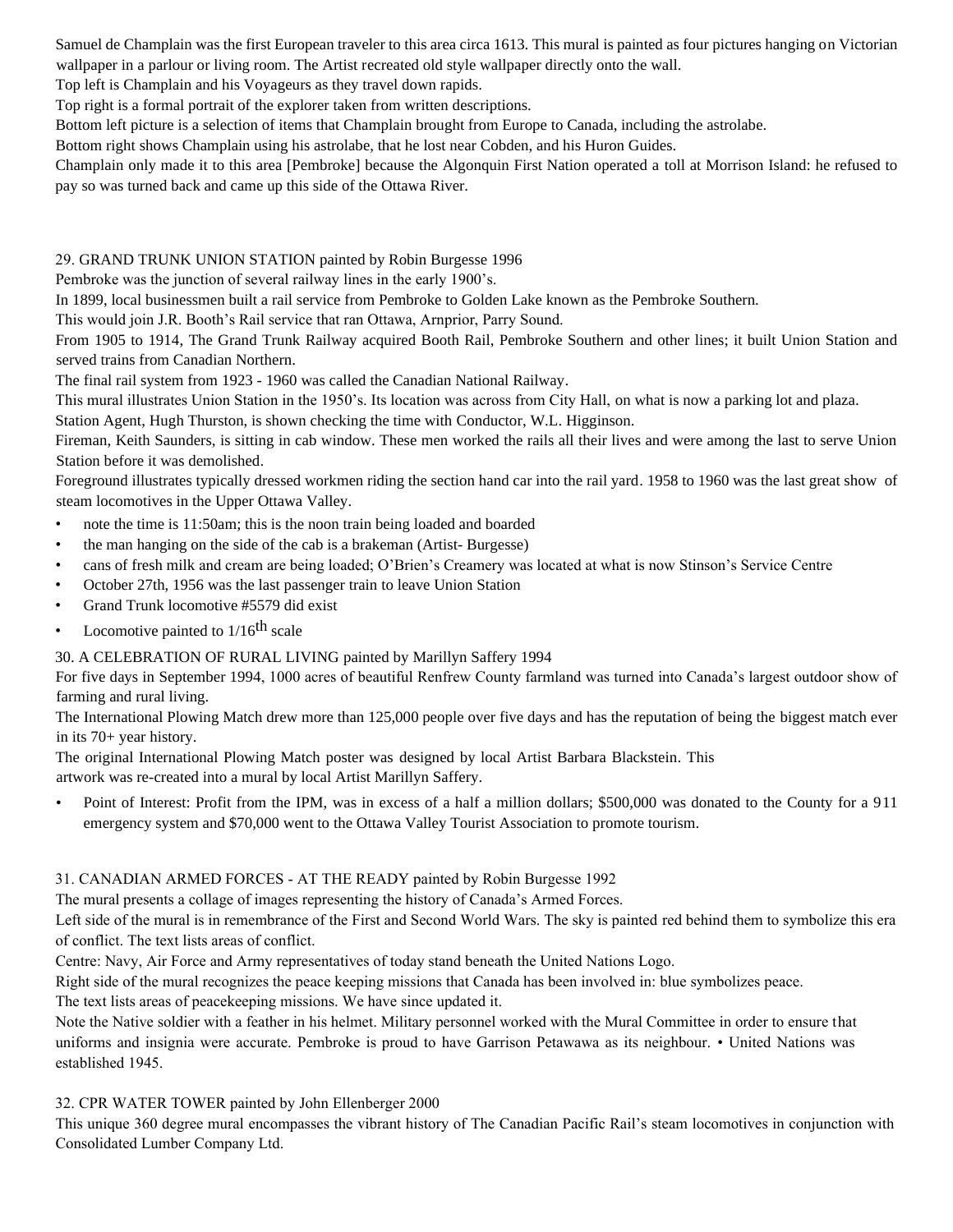Samuel de Champlain was the first European traveler to this area circa 1613. This mural is painted as four pictures hanging on Victorian wallpaper in a parlour or living room. The Artist recreated old style wallpaper directly onto the wall.

Top left is Champlain and his Voyageurs as they travel down rapids.

Top right is a formal portrait of the explorer taken from written descriptions.

Bottom left picture is a selection of items that Champlain brought from Europe to Canada, including the astrolabe.

Bottom right shows Champlain using his astrolabe, that he lost near Cobden, and his Huron Guides.

Champlain only made it to this area [Pembroke] because the Algonquin First Nation operated a toll at Morrison Island: he refused to pay so was turned back and came up this side of the Ottawa River.

29. GRAND TRUNK UNION STATION painted by Robin Burgesse 1996

Pembroke was the junction of several railway lines in the early 1900's.

In 1899, local businessmen built a rail service from Pembroke to Golden Lake known as the Pembroke Southern.

This would join J.R. Booth's Rail service that ran Ottawa, Arnprior, Parry Sound.

From 1905 to 1914, The Grand Trunk Railway acquired Booth Rail, Pembroke Southern and other lines; it built Union Station and served trains from Canadian Northern.

The final rail system from 1923 - 1960 was called the Canadian National Railway.

This mural illustrates Union Station in the 1950's. Its location was across from City Hall, on what is now a parking lot and plaza.

Station Agent, Hugh Thurston, is shown checking the time with Conductor, W.L. Higginson.

Fireman, Keith Saunders, is sitting in cab window. These men worked the rails all their lives and were among the last to serve Union Station before it was demolished.

Foreground illustrates typically dressed workmen riding the section hand car into the rail yard. 1958 to 1960 was the last great show of steam locomotives in the Upper Ottawa Valley.

- note the time is 11:50am; this is the noon train being loaded and boarded
- the man hanging on the side of the cab is a brakeman (Artist- Burgesse)
- cans of fresh milk and cream are being loaded; O'Brien's Creamery was located at what is now Stinson's Service Centre
- October 27th, 1956 was the last passenger train to leave Union Station
- Grand Trunk locomotive #5579 did exist
- Locomotive painted to 1/16th scale

30. A CELEBRATION OF RURAL LIVING painted by Marillyn Saffery 1994

For five days in September 1994, 1000 acres of beautiful Renfrew County farmland was turned into Canada's largest outdoor show of farming and rural living.

The International Plowing Match drew more than 125,000 people over five days and has the reputation of being the biggest match ever in its 70+ year history.

The original International Plowing Match poster was designed by local Artist Barbara Blackstein. This artwork was re-created into a mural by local Artist Marillyn Saffery.

- Point of Interest: Profit from the IPM, was in excess of a half a million dollars; $500,000 was donated to the County for a 911 emergency system and $70,000 went to the Ottawa Valley Tourist Association to promote tourism.

31. CANADIAN ARMED FORCES - AT THE READY painted by Robin Burgesse 1992

The mural presents a collage of images representing the history of Canada's Armed Forces.

Left side of the mural is in remembrance of the First and Second World Wars. The sky is painted red behind them to symbolize this era of conflict. The text lists areas of conflict.

Centre: Navy, Air Force and Army representatives of today stand beneath the United Nations Logo.

Right side of the mural recognizes the peace keeping missions that Canada has been involved in: blue symbolizes peace.

The text lists areas of peacekeeping missions. We have since updated it.

Note the Native soldier with a feather in his helmet. Military personnel worked with the Mural Committee in order to ensure that uniforms and insignia were accurate. Pembroke is proud to have Garrison Petawawa as its neighbour. • United Nations was established 1945.

32. CPR WATER TOWER painted by John Ellenberger 2000

This unique 360 degree mural encompasses the vibrant history of The Canadian Pacific Rail's steam locomotives in conjunction with Consolidated Lumber Company Ltd.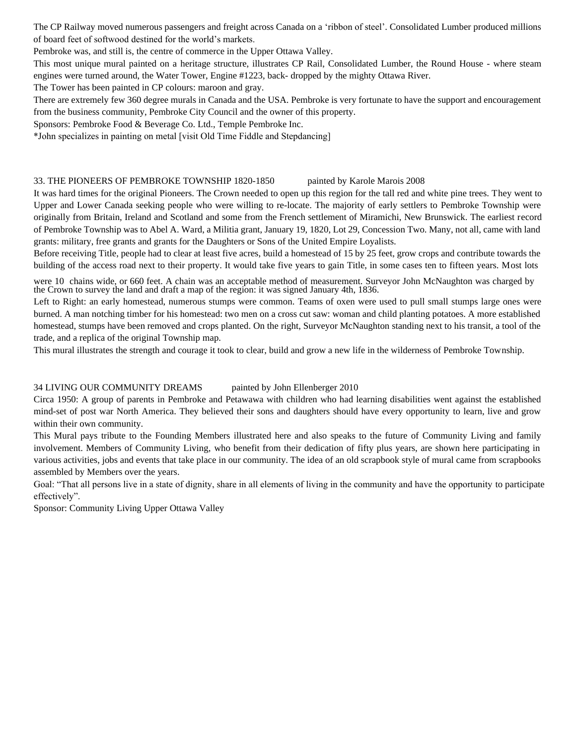The CP Railway moved numerous passengers and freight across Canada on a 'ribbon of steel'. Consolidated Lumber produced millions of board feet of softwood destined for the world's markets.

Pembroke was, and still is, the centre of commerce in the Upper Ottawa Valley.

This most unique mural painted on a heritage structure, illustrates CP Rail, Consolidated Lumber, the Round House - where steam engines were turned around, the Water Tower, Engine #1223, back- dropped by the mighty Ottawa River.

The Tower has been painted in CP colours: maroon and gray.

There are extremely few 360 degree murals in Canada and the USA. Pembroke is very fortunate to have the support and encouragement from the business community, Pembroke City Council and the owner of this property.

Sponsors: Pembroke Food & Beverage Co. Ltd., Temple Pembroke Inc.

*John specializes in painting on metal [visit Old Time Fiddle and Stepdancing]

## 33. THE PIONEERS OF PEMBROKE TOWNSHIP 1820-1850 painted by Karole Marois 2008

It was hard times for the original Pioneers. The Crown needed to open up this region for the tall red and white pine trees. They went to Upper and Lower Canada seeking people who were willing to re-locate. The majority of early settlers to Pembroke Township were originally from Britain, Ireland and Scotland and some from the French settlement of Miramichi, New Brunswick. The earliest record of Pembroke Township was to Abel A. Ward, a Militia grant, January 19, 1820, Lot 29, Concession Two. Many, not all, came with land grants: military, free grants and grants for the Daughters or Sons of the United Empire Loyalists.

Before receiving Title, people had to clear at least five acres, build a homestead of 15 by 25 feet, grow crops and contribute towards the building of the access road next to their property. It would take five years to gain Title, in some cases ten to fifteen years. Most lots were 10 chains wide, or 660 feet. A chain was an acceptable method of measurement. Surveyor John McNaughton was charged by the Crown to survey the land and draft a map of the region: it was signed January 4th, 1836.

Left to Right: an early homestead, numerous stumps were common. Teams of oxen were used to pull small stumps large ones were burned. A man notching timber for his homestead: two men on a cross cut saw: woman and child planting potatoes. A more established homestead, stumps have been removed and crops planted. On the right, Surveyor McNaughton standing next to his transit, a tool of the trade, and a replica of the original Township map.

This mural illustrates the strength and courage it took to clear, build and grow a new life in the wilderness of Pembroke Township.

## 34 LIVING OUR COMMUNITY DREAMS painted by John Ellenberger 2010

Circa 1950: A group of parents in Pembroke and Petawawa with children who had learning disabilities went against the established mind-set of post war North America. They believed their sons and daughters should have every opportunity to learn, live and grow within their own community.

This Mural pays tribute to the Founding Members illustrated here and also speaks to the future of Community Living and family involvement. Members of Community Living, who benefit from their dedication of fifty plus years, are shown here participating in various activities, jobs and events that take place in our community. The idea of an old scrapbook style of mural came from scrapbooks assembled by Members over the years.

Goal: "That all persons live in a state of dignity, share in all elements of living in the community and have the opportunity to participate effectively".

Sponsor: Community Living Upper Ottawa Valley